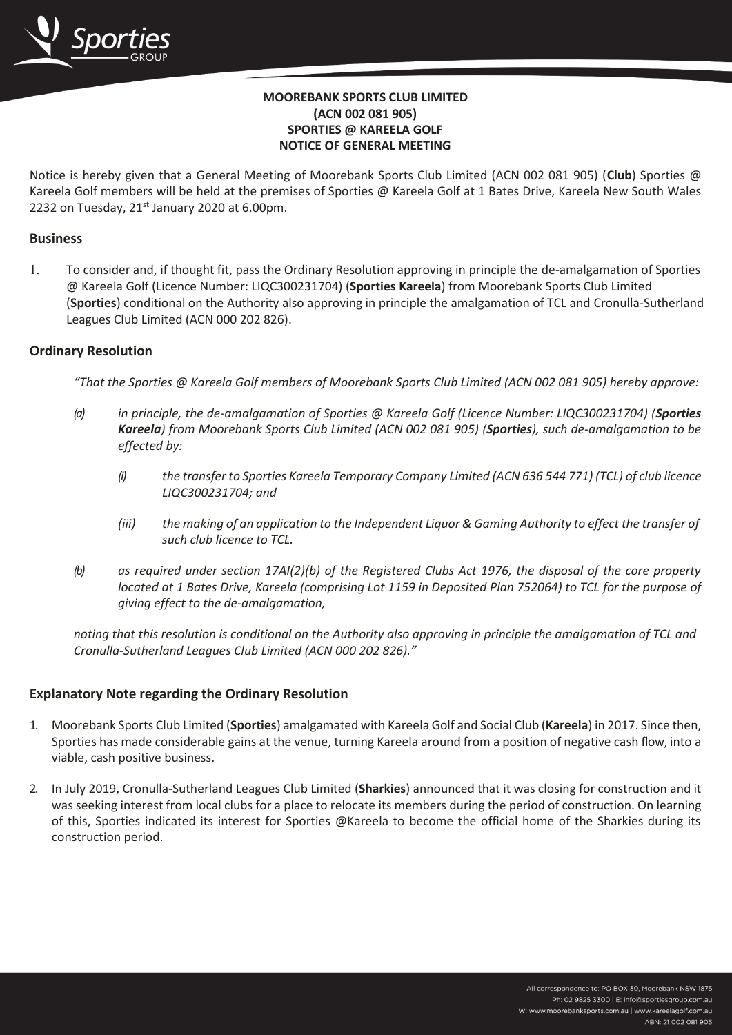**MOOREBANK SPORTS CLUB LIMITED**
**(ACN 002 081 905)**
**SPORTIES @ KAREELA GOLF**
**NOTICE OF GENERAL MEETING**

Notice is hereby given that a General Meeting of Moorebank Sports Club Limited (ACN 002 081 905) (**Club**) Sporties @ Kareela Golf members will be held at the premises of Sporties @ Kareela Golf at 1 Bates Drive, Kareela New South Wales 2232 on Tuesday, 21st January 2020 at 6.00pm.

## Business

1. To consider and, if thought fit, pass the Ordinary Resolution approving in principle the de-amalgamation of Sporties @ Kareela Golf (Licence Number: LIQC300231704) (**Sporties Kareela**) from Moorebank Sports Club Limited (**Sporties**) conditional on the Authority also approving in principle the amalgamation of TCL and Cronulla-Sutherland Leagues Club Limited (ACN 000 202 826).

## Ordinary Resolution

*"That the Sporties @ Kareela Golf members of Moorebank Sports Club Limited (ACN 002 081 905) hereby approve:*

*(a) in principle, the de-amalgamation of Sporties @ Kareela Golf (Licence Number: LIQC300231704) (**Sporties Kareela**) from Moorebank Sports Club Limited (ACN 002 081 905) (**Sporties**), such de-amalgamation to be effected by:*

*(i) the transfer to Sporties Kareela Temporary Company Limited (ACN 636 544 771) (TCL) of club licence LIQC300231704; and*

*(iii) the making of an application to the Independent Liquor & Gaming Authority to effect the transfer of such club licence to TCL.*

*(b) as required under section 17AI(2)(b) of the Registered Clubs Act 1976, the disposal of the core property located at 1 Bates Drive, Kareela (comprising Lot 1159 in Deposited Plan 752064) to TCL for the purpose of giving effect to the de-amalgamation,*

*noting that this resolution is conditional on the Authority also approving in principle the amalgamation of TCL and Cronulla-Sutherland Leagues Club Limited (ACN 000 202 826)."*

## Explanatory Note regarding the Ordinary Resolution

1. Moorebank Sports Club Limited (**Sporties**) amalgamated with Kareela Golf and Social Club (**Kareela**) in 2017. Since then, Sporties has made considerable gains at the venue, turning Kareela around from a position of negative cash flow, into a viable, cash positive business.

2. In July 2019, Cronulla-Sutherland Leagues Club Limited (**Sharkies**) announced that it was closing for construction and it was seeking interest from local clubs for a place to relocate its members during the period of construction. On learning of this, Sporties indicated its interest for Sporties @Kareela to become the official home of the Sharkies during its construction period.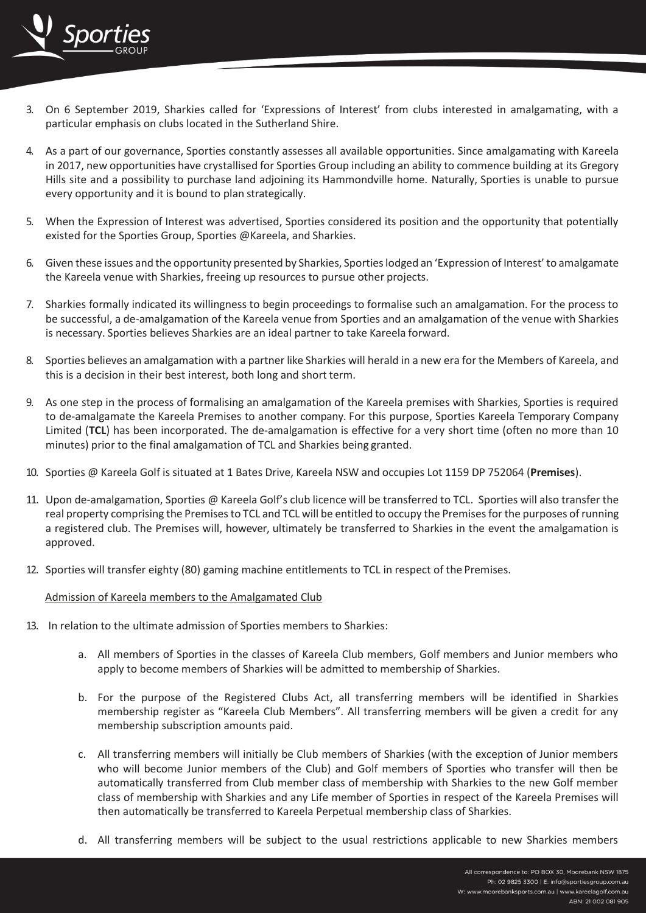3. On 6 September 2019, Sharkies called for 'Expressions of Interest' from clubs interested in amalgamating, with a particular emphasis on clubs located in the Sutherland Shire.

4. As a part of our governance, Sporties constantly assesses all available opportunities. Since amalgamating with Kareela in 2017, new opportunities have crystallised for Sporties Group including an ability to commence building at its Gregory Hills site and a possibility to purchase land adjoining its Hammondville home. Naturally, Sporties is unable to pursue every opportunity and it is bound to plan strategically.

5. When the Expression of Interest was advertised, Sporties considered its position and the opportunity that potentially existed for the Sporties Group, Sporties @Kareela, and Sharkies.

6. Given these issues and the opportunity presented by Sharkies, Sporties lodged an 'Expression of Interest' to amalgamate the Kareela venue with Sharkies, freeing up resources to pursue other projects.

7. Sharkies formally indicated its willingness to begin proceedings to formalise such an amalgamation. For the process to be successful, a de-amalgamation of the Kareela venue from Sporties and an amalgamation of the venue with Sharkies is necessary. Sporties believes Sharkies are an ideal partner to take Kareela forward.

8. Sporties believes an amalgamation with a partner like Sharkies will herald in a new era for the Members of Kareela, and this is a decision in their best interest, both long and short term.

9. As one step in the process of formalising an amalgamation of the Kareela premises with Sharkies, Sporties is required to de-amalgamate the Kareela Premises to another company. For this purpose, Sporties Kareela Temporary Company Limited (**TCL**) has been incorporated. The de-amalgamation is effective for a very short time (often no more than 10 minutes) prior to the final amalgamation of TCL and Sharkies being granted.

10. Sporties @ Kareela Golf is situated at 1 Bates Drive, Kareela NSW and occupies Lot 1159 DP 752064 (**Premises**).

11. Upon de-amalgamation, Sporties @ Kareela Golf's club licence will be transferred to TCL. Sporties will also transfer the real property comprising the Premises to TCL and TCL will be entitled to occupy the Premises for the purposes of running a registered club. The Premises will, however, ultimately be transferred to Sharkies in the event the amalgamation is approved.

12. Sporties will transfer eighty (80) gaming machine entitlements to TCL in respect of the Premises.

<u>Admission of Kareela members to the Amalgamated Club</u>

13. In relation to the ultimate admission of Sporties members to Sharkies:

    a. All members of Sporties in the classes of Kareela Club members, Golf members and Junior members who apply to become members of Sharkies will be admitted to membership of Sharkies.

    b. For the purpose of the Registered Clubs Act, all transferring members will be identified in Sharkies membership register as "Kareela Club Members". All transferring members will be given a credit for any membership subscription amounts paid.

    c. All transferring members will initially be Club members of Sharkies (with the exception of Junior members who will become Junior members of the Club) and Golf members of Sporties who transfer will then be automatically transferred from Club member class of membership with Sharkies to the new Golf member class of membership with Sharkies and any Life member of Sporties in respect of the Kareela Premises will then automatically be transferred to Kareela Perpetual membership class of Sharkies.

    d. All transferring members will be subject to the usual restrictions applicable to new Sharkies members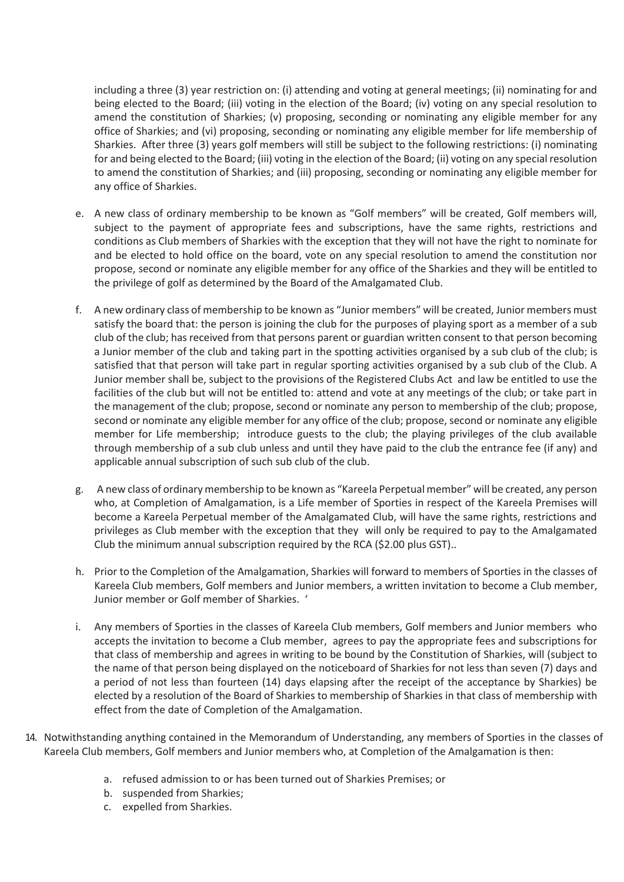including a three (3) year restriction on: (i) attending and voting at general meetings; (ii) nominating for and being elected to the Board; (iii) voting in the election of the Board; (iv) voting on any special resolution to amend the constitution of Sharkies; (v) proposing, seconding or nominating any eligible member for any office of Sharkies; and (vi) proposing, seconding or nominating any eligible member for life membership of Sharkies. After three (3) years golf members will still be subject to the following restrictions: (i) nominating for and being elected to the Board; (iii) voting in the election of the Board; (ii) voting on any special resolution to amend the constitution of Sharkies; and (iii) proposing, seconding or nominating any eligible member for any office of Sharkies.

e. A new class of ordinary membership to be known as "Golf members" will be created, Golf members will, subject to the payment of appropriate fees and subscriptions, have the same rights, restrictions and conditions as Club members of Sharkies with the exception that they will not have the right to nominate for and be elected to hold office on the board, vote on any special resolution to amend the constitution nor propose, second or nominate any eligible member for any office of the Sharkies and they will be entitled to the privilege of golf as determined by the Board of the Amalgamated Club.

f. A new ordinary class of membership to be known as "Junior members" will be created, Junior members must satisfy the board that: the person is joining the club for the purposes of playing sport as a member of a sub club of the club; has received from that persons parent or guardian written consent to that person becoming a Junior member of the club and taking part in the spotting activities organised by a sub club of the club; is satisfied that that person will take part in regular sporting activities organised by a sub club of the Club. A Junior member shall be, subject to the provisions of the Registered Clubs Act and law be entitled to use the facilities of the club but will not be entitled to: attend and vote at any meetings of the club; or take part in the management of the club; propose, second or nominate any person to membership of the club; propose, second or nominate any eligible member for any office of the club; propose, second or nominate any eligible member for Life membership; introduce guests to the club; the playing privileges of the club available through membership of a sub club unless and until they have paid to the club the entrance fee (if any) and applicable annual subscription of such sub club of the club.

g. A new class of ordinary membership to be known as "Kareela Perpetual member" will be created, any person who, at Completion of Amalgamation, is a Life member of Sporties in respect of the Kareela Premises will become a Kareela Perpetual member of the Amalgamated Club, will have the same rights, restrictions and privileges as Club member with the exception that they will only be required to pay to the Amalgamated Club the minimum annual subscription required by the RCA ($2.00 plus GST)..

h. Prior to the Completion of the Amalgamation, Sharkies will forward to members of Sporties in the classes of Kareela Club members, Golf members and Junior members, a written invitation to become a Club member, Junior member or Golf member of Sharkies. '

i. Any members of Sporties in the classes of Kareela Club members, Golf members and Junior members who accepts the invitation to become a Club member, agrees to pay the appropriate fees and subscriptions for that class of membership and agrees in writing to be bound by the Constitution of Sharkies, will (subject to the name of that person being displayed on the noticeboard of Sharkies for not less than seven (7) days and a period of not less than fourteen (14) days elapsing after the receipt of the acceptance by Sharkies) be elected by a resolution of the Board of Sharkies to membership of Sharkies in that class of membership with effect from the date of Completion of the Amalgamation.

14. Notwithstanding anything contained in the Memorandum of Understanding, any members of Sporties in the classes of Kareela Club members, Golf members and Junior members who, at Completion of the Amalgamation is then:

    a. refused admission to or has been turned out of Sharkies Premises; or
    b. suspended from Sharkies;
    c. expelled from Sharkies.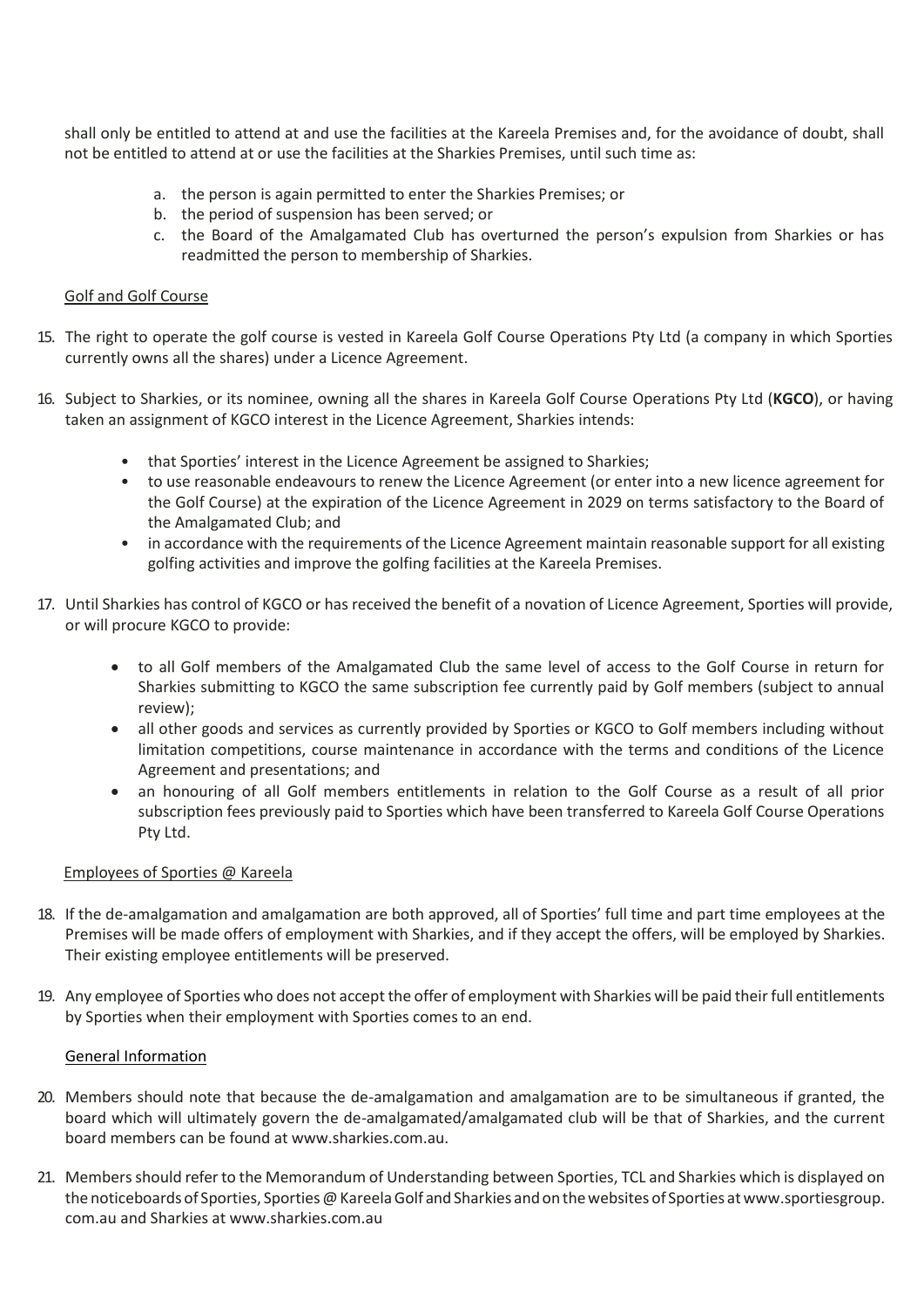shall only be entitled to attend at and use the facilities at the Kareela Premises and, for the avoidance of doubt, shall not be entitled to attend at or use the facilities at the Sharkies Premises, until such time as:

a. the person is again permitted to enter the Sharkies Premises; or
b. the period of suspension has been served; or
c. the Board of the Amalgamated Club has overturned the person's expulsion from Sharkies or has readmitted the person to membership of Sharkies.

Golf and Golf Course

15. The right to operate the golf course is vested in Kareela Golf Course Operations Pty Ltd (a company in which Sporties currently owns all the shares) under a Licence Agreement.

16. Subject to Sharkies, or its nominee, owning all the shares in Kareela Golf Course Operations Pty Ltd (**KGCO**), or having taken an assignment of KGCO interest in the Licence Agreement, Sharkies intends:

    - that Sporties' interest in the Licence Agreement be assigned to Sharkies;
    - to use reasonable endeavours to renew the Licence Agreement (or enter into a new licence agreement for the Golf Course) at the expiration of the Licence Agreement in 2029 on terms satisfactory to the Board of the Amalgamated Club; and
    - in accordance with the requirements of the Licence Agreement maintain reasonable support for all existing golfing activities and improve the golfing facilities at the Kareela Premises.

17. Until Sharkies has control of KGCO or has received the benefit of a novation of Licence Agreement, Sporties will provide, or will procure KGCO to provide:

    - to all Golf members of the Amalgamated Club the same level of access to the Golf Course in return for Sharkies submitting to KGCO the same subscription fee currently paid by Golf members (subject to annual review);
    - all other goods and services as currently provided by Sporties or KGCO to Golf members including without limitation competitions, course maintenance in accordance with the terms and conditions of the Licence Agreement and presentations; and
    - an honouring of all Golf members entitlements in relation to the Golf Course as a result of all prior subscription fees previously paid to Sporties which have been transferred to Kareela Golf Course Operations Pty Ltd.

Employees of Sporties @ Kareela

18. If the de-amalgamation and amalgamation are both approved, all of Sporties' full time and part time employees at the Premises will be made offers of employment with Sharkies, and if they accept the offers, will be employed by Sharkies. Their existing employee entitlements will be preserved.

19. Any employee of Sporties who does not accept the offer of employment with Sharkies will be paid their full entitlements by Sporties when their employment with Sporties comes to an end.

General Information

20. Members should note that because the de-amalgamation and amalgamation are to be simultaneous if granted, the board which will ultimately govern the de-amalgamated/amalgamated club will be that of Sharkies, and the current board members can be found at www.sharkies.com.au.

21. Members should refer to the Memorandum of Understanding between Sporties, TCL and Sharkies which is displayed on the noticeboards of Sporties, Sporties @ Kareela Golf and Sharkies and on the websites of Sporties at www.sportiesgroup.com.au and Sharkies at www.sharkies.com.au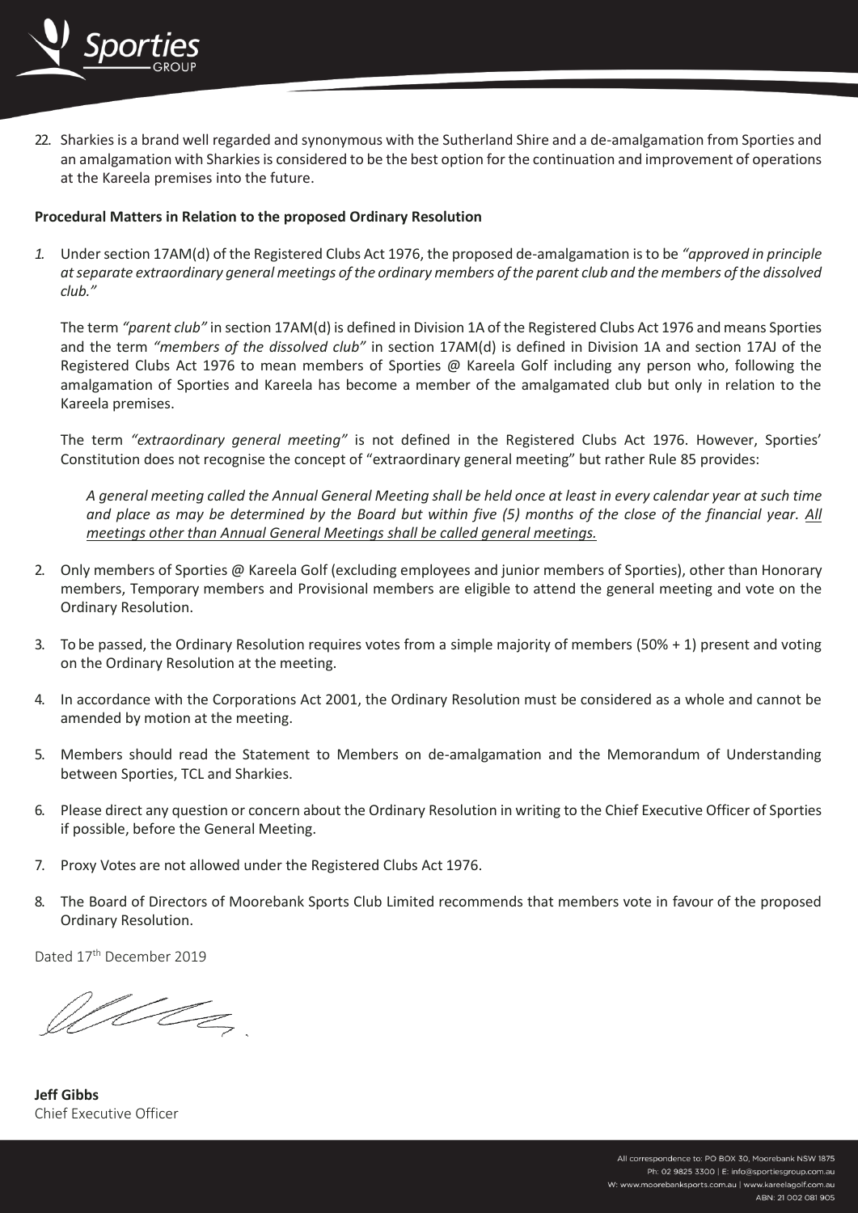22. Sharkies is a brand well regarded and synonymous with the Sutherland Shire and a de-amalgamation from Sporties and an amalgamation with Sharkies is considered to be the best option for the continuation and improvement of operations at the Kareela premises into the future.

**Procedural Matters in Relation to the proposed Ordinary Resolution**

1. Under section 17AM(d) of the Registered Clubs Act 1976, the proposed de-amalgamation is to be *"approved in principle at separate extraordinary general meetings of the ordinary members of the parent club and the members of the dissolved club."*

   The term *"parent club"* in section 17AM(d) is defined in Division 1A of the Registered Clubs Act 1976 and means Sporties and the term *"members of the dissolved club"* in section 17AM(d) is defined in Division 1A and section 17AJ of the Registered Clubs Act 1976 to mean members of Sporties @ Kareela Golf including any person who, following the amalgamation of Sporties and Kareela has become a member of the amalgamated club but only in relation to the Kareela premises.

   The term *"extraordinary general meeting"* is not defined in the Registered Clubs Act 1976. However, Sporties' Constitution does not recognise the concept of "extraordinary general meeting" but rather Rule 85 provides:

   > *A general meeting called the Annual General Meeting shall be held once at least in every calendar year at such time and place as may be determined by the Board but within five (5) months of the close of the financial year. <u>All meetings other than Annual General Meetings shall be called general meetings.</u>*

2. Only members of Sporties @ Kareela Golf (excluding employees and junior members of Sporties), other than Honorary members, Temporary members and Provisional members are eligible to attend the general meeting and vote on the Ordinary Resolution.

3. To be passed, the Ordinary Resolution requires votes from a simple majority of members (50% + 1) present and voting on the Ordinary Resolution at the meeting.

4. In accordance with the Corporations Act 2001, the Ordinary Resolution must be considered as a whole and cannot be amended by motion at the meeting.

5. Members should read the Statement to Members on de-amalgamation and the Memorandum of Understanding between Sporties, TCL and Sharkies.

6. Please direct any question or concern about the Ordinary Resolution in writing to the Chief Executive Officer of Sporties if possible, before the General Meeting.

7. Proxy Votes are not allowed under the Registered Clubs Act 1976.

8. The Board of Directors of Moorebank Sports Club Limited recommends that members vote in favour of the proposed Ordinary Resolution.

Dated 17th December 2019

**Jeff Gibbs**
Chief Executive Officer

All correspondence to: PO BOX 30, Moorebank NSW 1875
Ph: 02 9825 3300 | E: info@sportiesgroup.com.au
W: www.moorebanksports.com.au | www.kareelagolf.com.au
ABN: 21 002 081 905